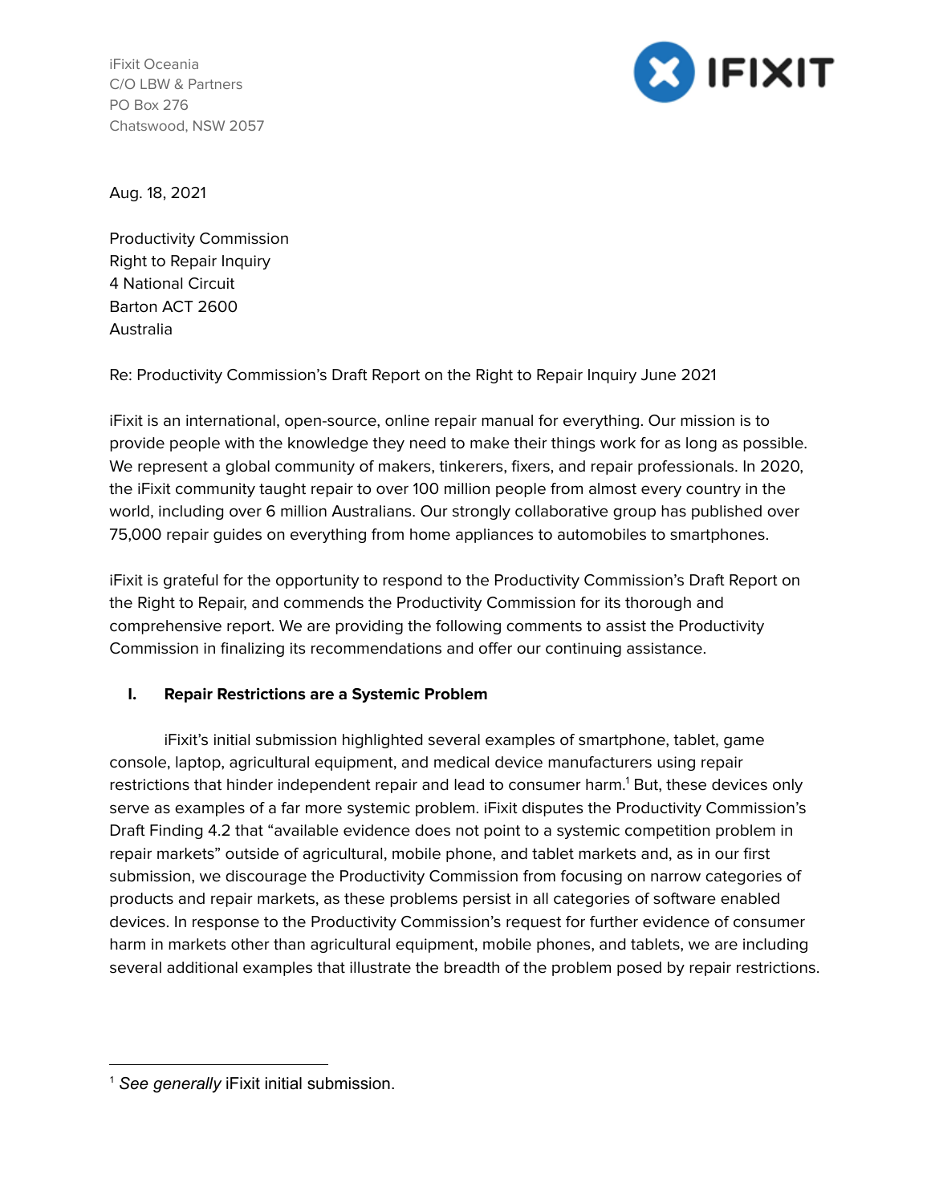iFixit Oceania
C/O LBW & Partners
PO Box 276
Chatswood, NSW 2057

Aug. 18, 2021

Productivity Commission
Right to Repair Inquiry
4 National Circuit
Barton ACT 2600
Australia

Re: Productivity Commission's Draft Report on the Right to Repair Inquiry June 2021

iFixit is an international, open-source, online repair manual for everything. Our mission is to provide people with the knowledge they need to make their things work for as long as possible. We represent a global community of makers, tinkerers, fixers, and repair professionals. In 2020, the iFixit community taught repair to over 100 million people from almost every country in the world, including over 6 million Australians. Our strongly collaborative group has published over 75,000 repair guides on everything from home appliances to automobiles to smartphones.

iFixit is grateful for the opportunity to respond to the Productivity Commission's Draft Report on the Right to Repair, and commends the Productivity Commission for its thorough and comprehensive report. We are providing the following comments to assist the Productivity Commission in finalizing its recommendations and offer our continuing assistance.

## I. Repair Restrictions are a Systemic Problem

iFixit's initial submission highlighted several examples of smartphone, tablet, game console, laptop, agricultural equipment, and medical device manufacturers using repair restrictions that hinder independent repair and lead to consumer harm.[1] But, these devices only serve as examples of a far more systemic problem. iFixit disputes the Productivity Commission's Draft Finding 4.2 that "available evidence does not point to a systemic competition problem in repair markets" outside of agricultural, mobile phone, and tablet markets and, as in our first submission, we discourage the Productivity Commission from focusing on narrow categories of products and repair markets, as these problems persist in all categories of software enabled devices. In response to the Productivity Commission's request for further evidence of consumer harm in markets other than agricultural equipment, mobile phones, and tablets, we are including several additional examples that illustrate the breadth of the problem posed by repair restrictions.

[1] *See generally* iFixit initial submission.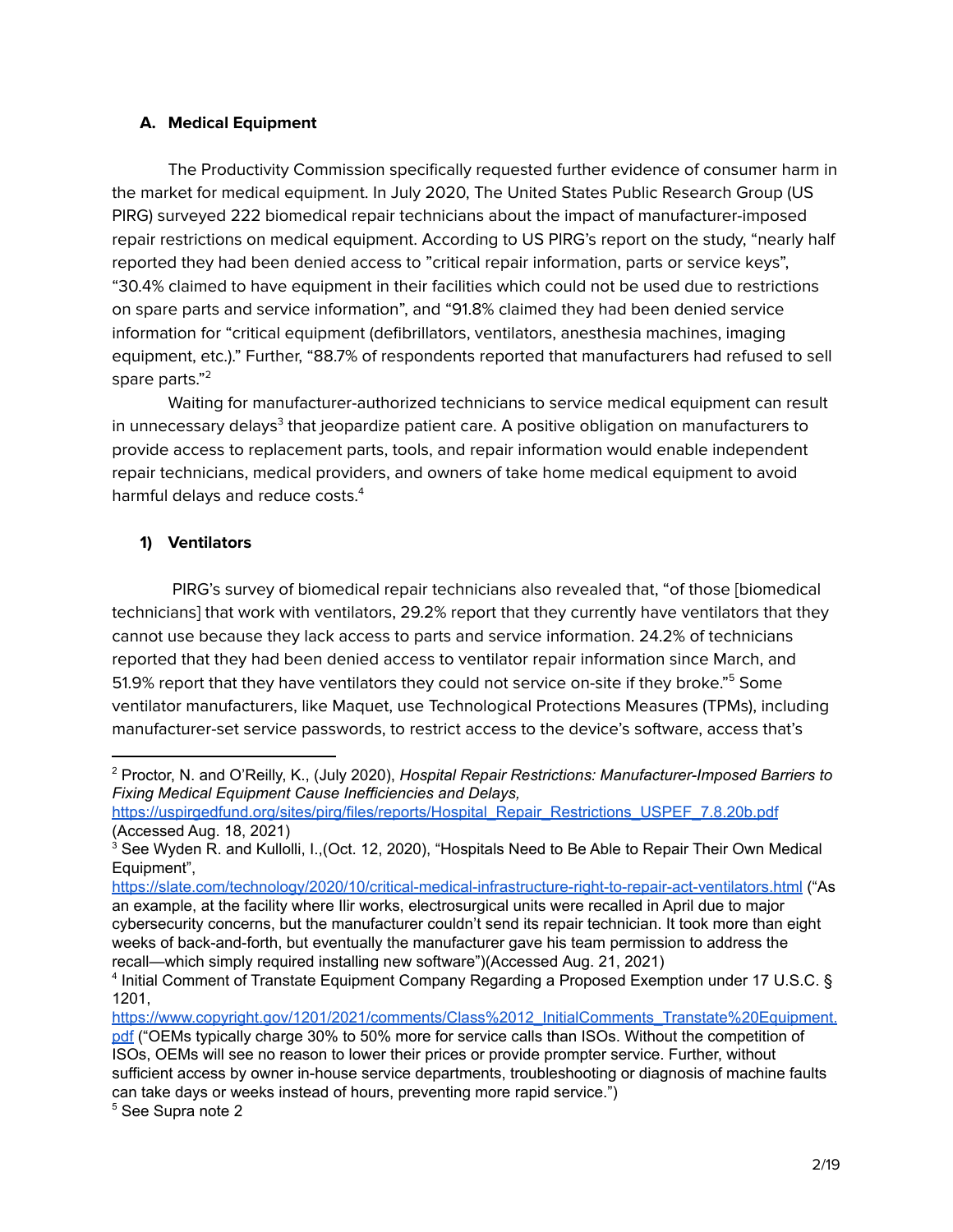### A. Medical Equipment

The Productivity Commission specifically requested further evidence of consumer harm in the market for medical equipment. In July 2020, The United States Public Research Group (US PIRG) surveyed 222 biomedical repair technicians about the impact of manufacturer-imposed repair restrictions on medical equipment. According to US PIRG's report on the study, "nearly half reported they had been denied access to "critical repair information, parts or service keys", "30.4% claimed to have equipment in their facilities which could not be used due to restrictions on spare parts and service information", and "91.8% claimed they had been denied service information for "critical equipment (defibrillators, ventilators, anesthesia machines, imaging equipment, etc.)." Further, "88.7% of respondents reported that manufacturers had refused to sell spare parts."[2]

Waiting for manufacturer-authorized technicians to service medical equipment can result in unnecessary delays[3] that jeopardize patient care. A positive obligation on manufacturers to provide access to replacement parts, tools, and repair information would enable independent repair technicians, medical providers, and owners of take home medical equipment to avoid harmful delays and reduce costs.[4]

#### 1) Ventilators

PIRG's survey of biomedical repair technicians also revealed that, "of those [biomedical technicians] that work with ventilators, 29.2% report that they currently have ventilators that they cannot use because they lack access to parts and service information. 24.2% of technicians reported that they had been denied access to ventilator repair information since March, and 51.9% report that they have ventilators they could not service on-site if they broke."[5] Some ventilator manufacturers, like Maquet, use Technological Protections Measures (TPMs), including manufacturer-set service passwords, to restrict access to the device's software, access that's

---

[2] Proctor, N. and O'Reilly, K., (July 2020), *Hospital Repair Restrictions: Manufacturer-Imposed Barriers to Fixing Medical Equipment Cause Inefficiencies and Delays,* https://uspirgedfund.org/sites/pirg/files/reports/Hospital_Repair_Restrictions_USPEF_7.8.20b.pdf (Accessed Aug. 18, 2021)

[3] See Wyden R. and Kullolli, I.,(Oct. 12, 2020), "Hospitals Need to Be Able to Repair Their Own Medical Equipment", https://slate.com/technology/2020/10/critical-medical-infrastructure-right-to-repair-act-ventilators.html ("As an example, at the facility where Ilir works, electrosurgical units were recalled in April due to major cybersecurity concerns, but the manufacturer couldn't send its repair technician. It took more than eight weeks of back-and-forth, but eventually the manufacturer gave his team permission to address the recall—which simply required installing new software")(Accessed Aug. 21, 2021)

[4] Initial Comment of Transtate Equipment Company Regarding a Proposed Exemption under 17 U.S.C. § 1201, https://www.copyright.gov/1201/2021/comments/Class%2012_InitialComments_Transtate%20Equipment.pdf ("OEMs typically charge 30% to 50% more for service calls than ISOs. Without the competition of ISOs, OEMs will see no reason to lower their prices or provide prompter service. Further, without sufficient access by owner in-house service departments, troubleshooting or diagnosis of machine faults can take days or weeks instead of hours, preventing more rapid service.")

[5] See Supra note 2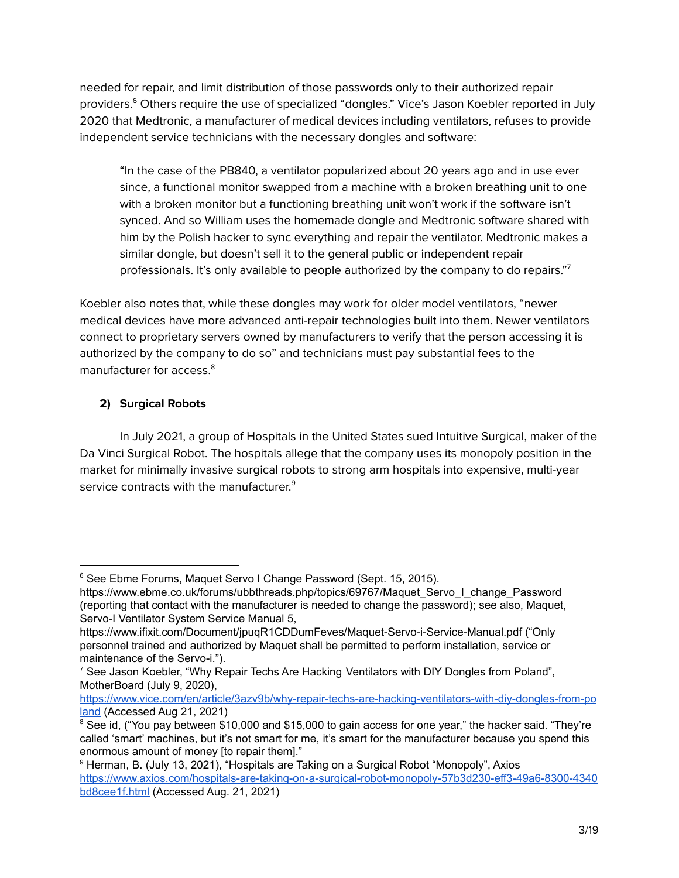needed for repair, and limit distribution of those passwords only to their authorized repair providers.[6] Others require the use of specialized "dongles." Vice's Jason Koebler reported in July 2020 that Medtronic, a manufacturer of medical devices including ventilators, refuses to provide independent service technicians with the necessary dongles and software:

> "In the case of the PB840, a ventilator popularized about 20 years ago and in use ever since, a functional monitor swapped from a machine with a broken breathing unit to one with a broken monitor but a functioning breathing unit won't work if the software isn't synced. And so William uses the homemade dongle and Medtronic software shared with him by the Polish hacker to sync everything and repair the ventilator. Medtronic makes a similar dongle, but doesn't sell it to the general public or independent repair professionals. It's only available to people authorized by the company to do repairs."[7]

Koebler also notes that, while these dongles may work for older model ventilators, "newer medical devices have more advanced anti-repair technologies built into them. Newer ventilators connect to proprietary servers owned by manufacturers to verify that the person accessing it is authorized by the company to do so" and technicians must pay substantial fees to the manufacturer for access.[8]

### 2) Surgical Robots

In July 2021, a group of Hospitals in the United States sued Intuitive Surgical, maker of the Da Vinci Surgical Robot. The hospitals allege that the company uses its monopoly position in the market for minimally invasive surgical robots to strong arm hospitals into expensive, multi-year service contracts with the manufacturer.[9]

---

[6] See Ebme Forums, Maquet Servo I Change Password (Sept. 15, 2015). https://www.ebme.co.uk/forums/ubbthreads.php/topics/69767/Maquet_Servo_I_change_Password (reporting that contact with the manufacturer is needed to change the password); see also, Maquet, Servo-I Ventilator System Service Manual 5, https://www.ifixit.com/Document/jpuqR1CDDumFeves/Maquet-Servo-i-Service-Manual.pdf ("Only personnel trained and authorized by Maquet shall be permitted to perform installation, service or maintenance of the Servo-i.").

[7] See Jason Koebler, "Why Repair Techs Are Hacking Ventilators with DIY Dongles from Poland", MotherBoard (July 9, 2020), https://www.vice.com/en/article/3azv9b/why-repair-techs-are-hacking-ventilators-with-diy-dongles-from-poland (Accessed Aug 21, 2021)

[8] See id, ("You pay between $10,000 and $15,000 to gain access for one year," the hacker said. "They're called 'smart' machines, but it's not smart for me, it's smart for the manufacturer because you spend this enormous amount of money [to repair them]."

[9] Herman, B. (July 13, 2021), "Hospitals are Taking on a Surgical Robot "Monopoly", Axios https://www.axios.com/hospitals-are-taking-on-a-surgical-robot-monopoly-57b3d230-eff3-49a6-8300-4340bd8cee1f.html (Accessed Aug. 21, 2021)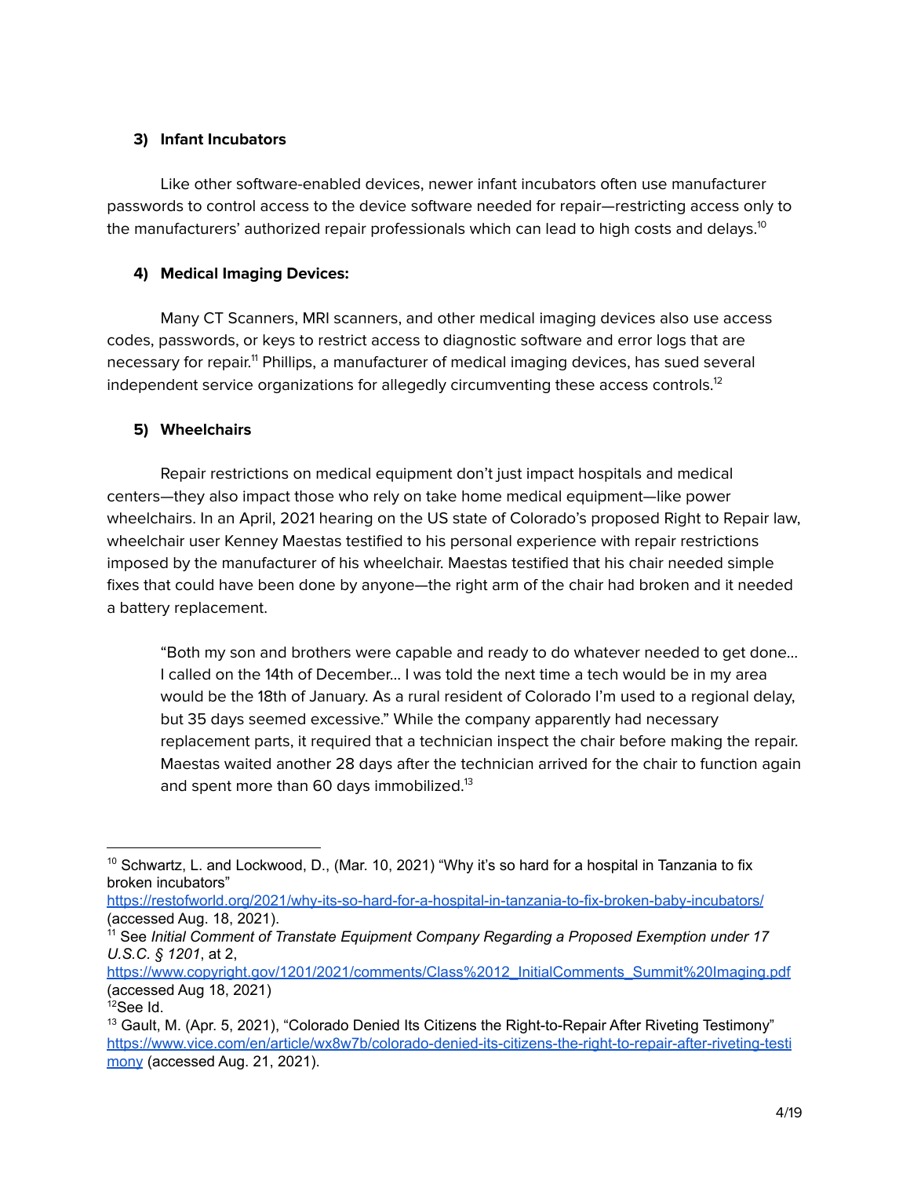### 3) **Infant Incubators**

Like other software-enabled devices, newer infant incubators often use manufacturer passwords to control access to the device software needed for repair—restricting access only to the manufacturers' authorized repair professionals which can lead to high costs and delays.[10]

### 4) **Medical Imaging Devices:**

Many CT Scanners, MRI scanners, and other medical imaging devices also use access codes, passwords, or keys to restrict access to diagnostic software and error logs that are necessary for repair.[11] Phillips, a manufacturer of medical imaging devices, has sued several independent service organizations for allegedly circumventing these access controls.[12]

### 5) **Wheelchairs**

Repair restrictions on medical equipment don't just impact hospitals and medical centers—they also impact those who rely on take home medical equipment—like power wheelchairs. In an April, 2021 hearing on the US state of Colorado's proposed Right to Repair law, wheelchair user Kenney Maestas testified to his personal experience with repair restrictions imposed by the manufacturer of his wheelchair. Maestas testified that his chair needed simple fixes that could have been done by anyone—the right arm of the chair had broken and it needed a battery replacement.

> "Both my son and brothers were capable and ready to do whatever needed to get done… I called on the 14th of December… I was told the next time a tech would be in my area would be the 18th of January. As a rural resident of Colorado I'm used to a regional delay, but 35 days seemed excessive." While the company apparently had necessary replacement parts, it required that a technician inspect the chair before making the repair. Maestas waited another 28 days after the technician arrived for the chair to function again and spent more than 60 days immobilized.[13]

---

[10] Schwartz, L. and Lockwood, D., (Mar. 10, 2021) "Why it's so hard for a hospital in Tanzania to fix broken incubators" https://restofworld.org/2021/why-its-so-hard-for-a-hospital-in-tanzania-to-fix-broken-baby-incubators/ (accessed Aug. 18, 2021).

[11] See *Initial Comment of Transtate Equipment Company Regarding a Proposed Exemption under 17 U.S.C. § 1201*, at 2, https://www.copyright.gov/1201/2021/comments/Class%2012_InitialComments_Summit%20Imaging.pdf (accessed Aug 18, 2021)

[12] See Id.

[13] Gault, M. (Apr. 5, 2021), "Colorado Denied Its Citizens the Right-to-Repair After Riveting Testimony" https://www.vice.com/en/article/wx8w7b/colorado-denied-its-citizens-the-right-to-repair-after-riveting-testimony (accessed Aug. 21, 2021).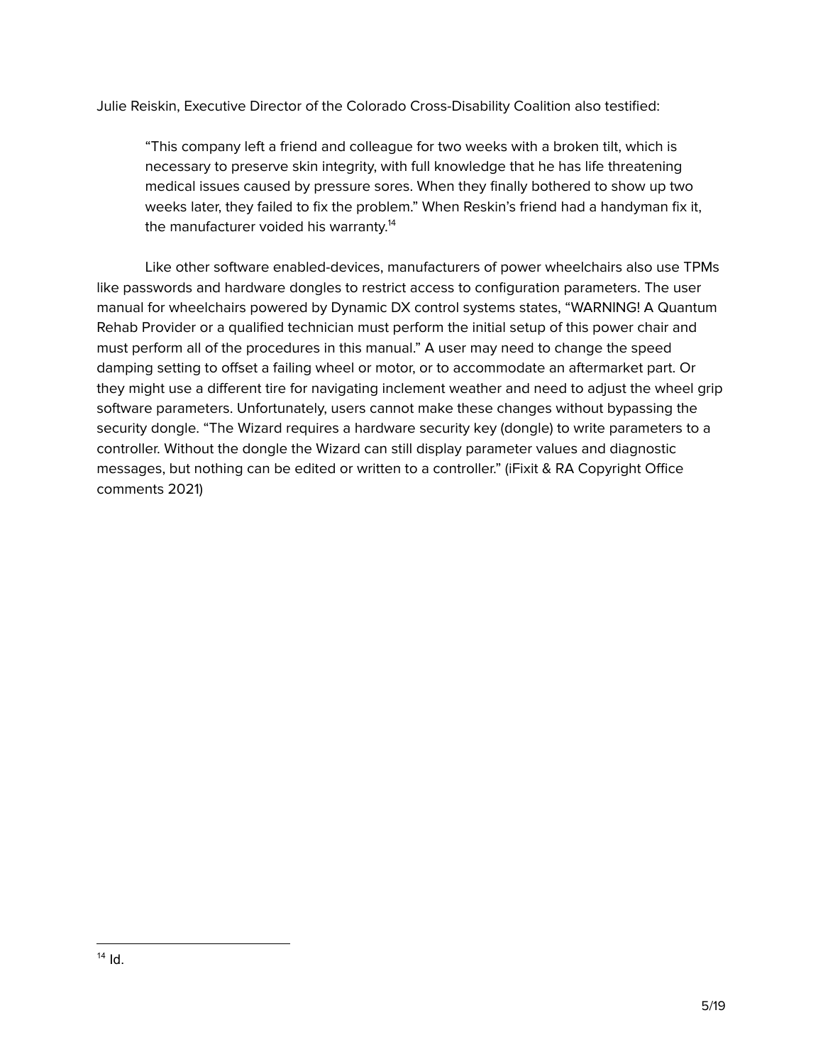Julie Reiskin, Executive Director of the Colorado Cross-Disability Coalition also testified:

> "This company left a friend and colleague for two weeks with a broken tilt, which is necessary to preserve skin integrity, with full knowledge that he has life threatening medical issues caused by pressure sores. When they finally bothered to show up two weeks later, they failed to fix the problem." When Reskin's friend had a handyman fix it, the manufacturer voided his warranty.[14]

Like other software enabled-devices, manufacturers of power wheelchairs also use TPMs like passwords and hardware dongles to restrict access to configuration parameters. The user manual for wheelchairs powered by Dynamic DX control systems states, "WARNING! A Quantum Rehab Provider or a qualified technician must perform the initial setup of this power chair and must perform all of the procedures in this manual." A user may need to change the speed damping setting to offset a failing wheel or motor, or to accommodate an aftermarket part. Or they might use a different tire for navigating inclement weather and need to adjust the wheel grip software parameters. Unfortunately, users cannot make these changes without bypassing the security dongle. "The Wizard requires a hardware security key (dongle) to write parameters to a controller. Without the dongle the Wizard can still display parameter values and diagnostic messages, but nothing can be edited or written to a controller." (iFixit & RA Copyright Office comments 2021)

---

[14] Id.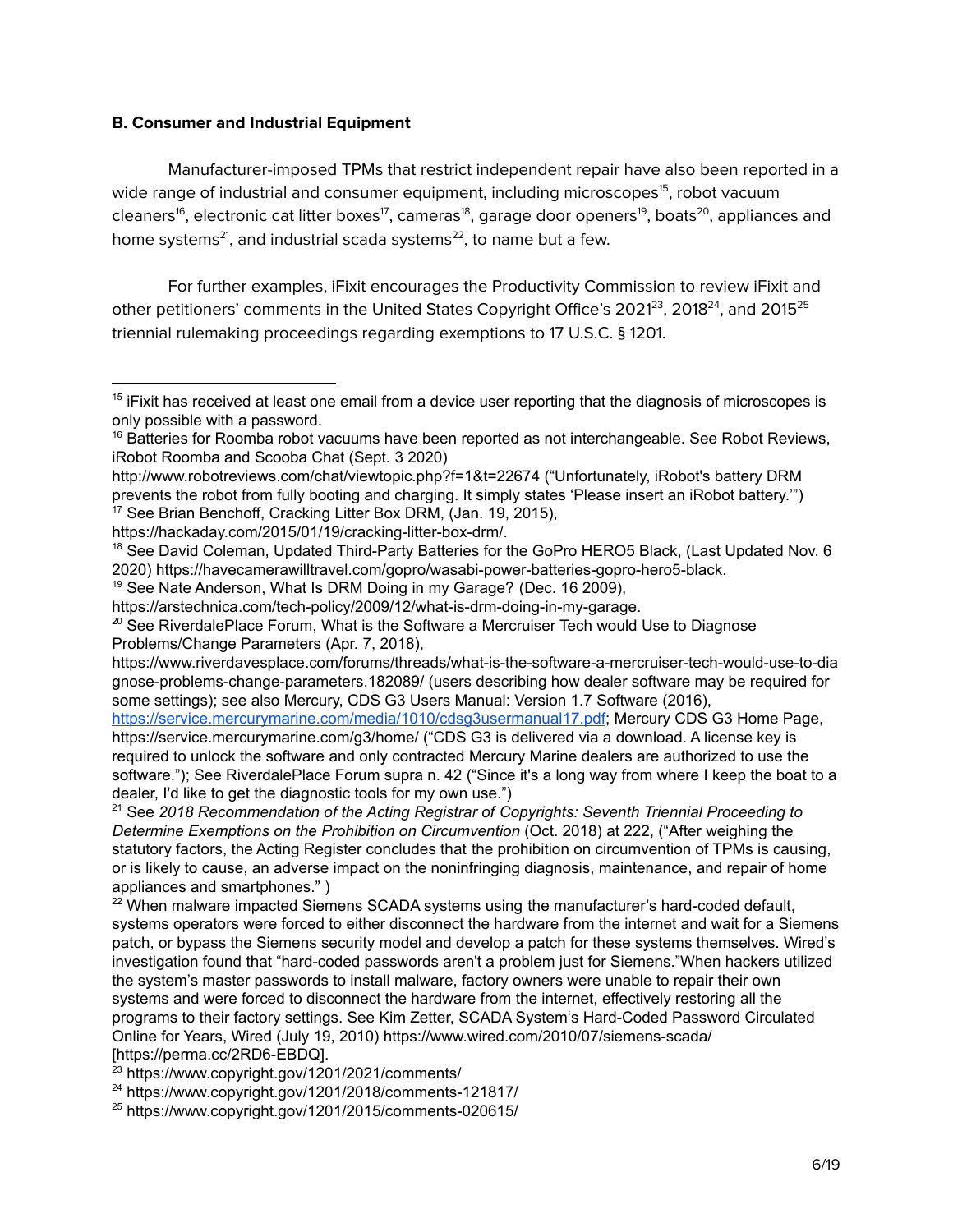**B. Consumer and Industrial Equipment**

Manufacturer-imposed TPMs that restrict independent repair have also been reported in a wide range of industrial and consumer equipment, including microscopes[15], robot vacuum cleaners[16], electronic cat litter boxes[17], cameras[18], garage door openers[19], boats[20], appliances and home systems[21], and industrial scada systems[22], to name but a few.

For further examples, iFixit encourages the Productivity Commission to review iFixit and other petitioners' comments in the United States Copyright Office's 2021[23], 2018[24], and 2015[25] triennial rulemaking proceedings regarding exemptions to 17 U.S.C. § 1201.

---

[15] iFixit has received at least one email from a device user reporting that the diagnosis of microscopes is only possible with a password.

[16] Batteries for Roomba robot vacuums have been reported as not interchangeable. See Robot Reviews, iRobot Roomba and Scooba Chat (Sept. 3 2020) http://www.robotreviews.com/chat/viewtopic.php?f=1&t=22674 ("Unfortunately, iRobot's battery DRM prevents the robot from fully booting and charging. It simply states 'Please insert an iRobot battery.'")

[17] See Brian Benchoff, Cracking Litter Box DRM, (Jan. 19, 2015), https://hackaday.com/2015/01/19/cracking-litter-box-drm/.

[18] See David Coleman, Updated Third-Party Batteries for the GoPro HERO5 Black, (Last Updated Nov. 6 2020) https://havecamerawilltravel.com/gopro/wasabi-power-batteries-gopro-hero5-black.

[19] See Nate Anderson, What Is DRM Doing in my Garage? (Dec. 16 2009), https://arstechnica.com/tech-policy/2009/12/what-is-drm-doing-in-my-garage.

[20] See RiverdalePlace Forum, What is the Software a Mercruiser Tech would Use to Diagnose Problems/Change Parameters (Apr. 7, 2018), https://www.riverdavesplace.com/forums/threads/what-is-the-software-a-mercruiser-tech-would-use-to-diagnose-problems-change-parameters.182089/ (users describing how dealer software may be required for some settings); see also Mercury, CDS G3 Users Manual: Version 1.7 Software (2016), [https://service.mercurymarine.com/media/1010/cdsg3usermanual17.pdf](https://service.mercurymarine.com/media/1010/cdsg3usermanual17.pdf); Mercury CDS G3 Home Page, https://service.mercurymarine.com/g3/home/ ("CDS G3 is delivered via a download. A license key is required to unlock the software and only contracted Mercury Marine dealers are authorized to use the software."); See RiverdalePlace Forum supra n. 42 ("Since it's a long way from where I keep the boat to a dealer, I'd like to get the diagnostic tools for my own use.")

[21] See *2018 Recommendation of the Acting Registrar of Copyrights: Seventh Triennial Proceeding to Determine Exemptions on the Prohibition on Circumvention* (Oct. 2018) at 222, ("After weighing the statutory factors, the Acting Register concludes that the prohibition on circumvention of TPMs is causing, or is likely to cause, an adverse impact on the noninfringing diagnosis, maintenance, and repair of home appliances and smartphones." )

[22] When malware impacted Siemens SCADA systems using the manufacturer's hard-coded default, systems operators were forced to either disconnect the hardware from the internet and wait for a Siemens patch, or bypass the Siemens security model and develop a patch for these systems themselves. Wired's investigation found that "hard-coded passwords aren't a problem just for Siemens."When hackers utilized the system's master passwords to install malware, factory owners were unable to repair their own systems and were forced to disconnect the hardware from the internet, effectively restoring all the programs to their factory settings. See Kim Zetter, SCADA System's Hard-Coded Password Circulated Online for Years, Wired (July 19, 2010) https://www.wired.com/2010/07/siemens-scada/ [https://perma.cc/2RD6-EBDQ].

[23] https://www.copyright.gov/1201/2021/comments/

[24] https://www.copyright.gov/1201/2018/comments-121817/

[25] https://www.copyright.gov/1201/2015/comments-020615/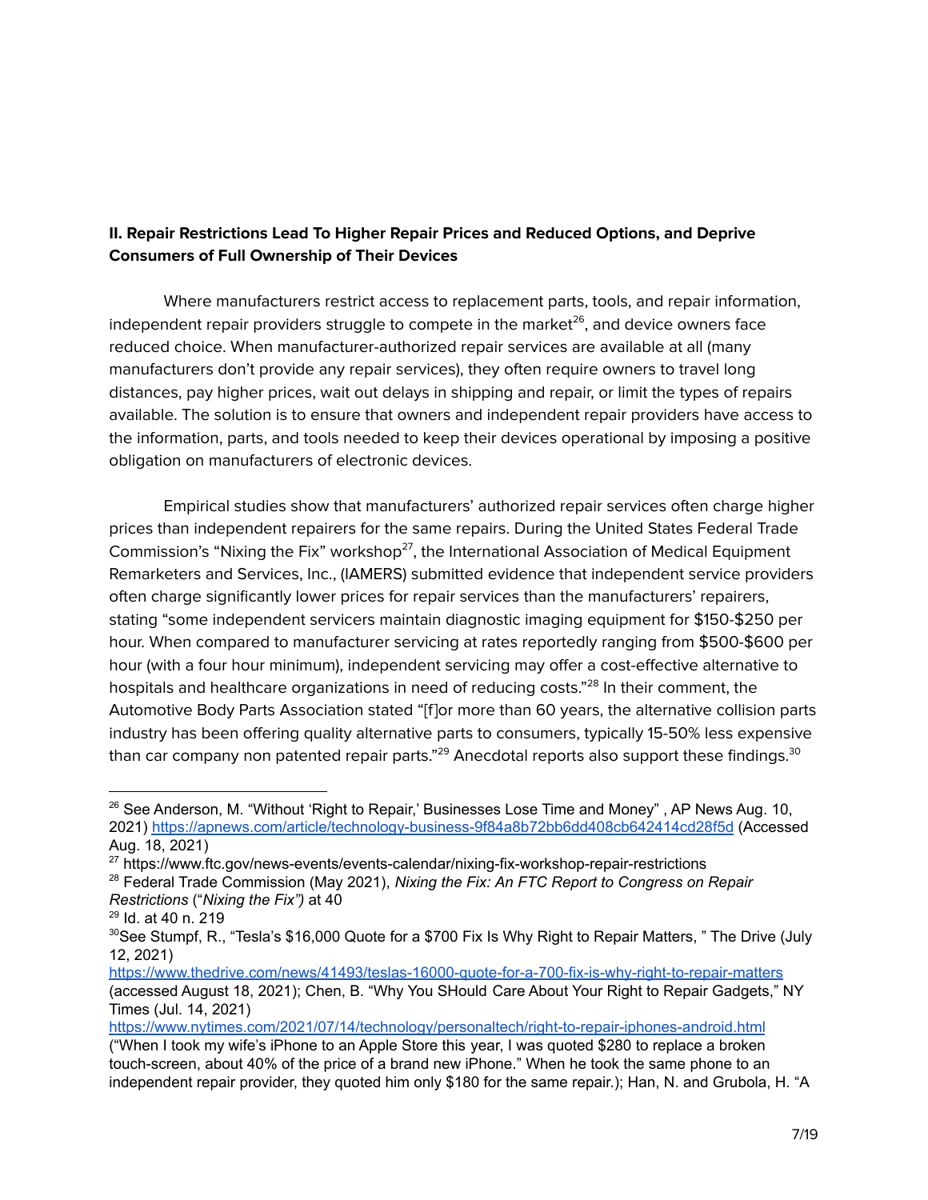**II. Repair Restrictions Lead To Higher Repair Prices and Reduced Options, and Deprive Consumers of Full Ownership of Their Devices**

Where manufacturers restrict access to replacement parts, tools, and repair information, independent repair providers struggle to compete in the market[26], and device owners face reduced choice. When manufacturer-authorized repair services are available at all (many manufacturers don't provide any repair services), they often require owners to travel long distances, pay higher prices, wait out delays in shipping and repair, or limit the types of repairs available. The solution is to ensure that owners and independent repair providers have access to the information, parts, and tools needed to keep their devices operational by imposing a positive obligation on manufacturers of electronic devices.

Empirical studies show that manufacturers' authorized repair services often charge higher prices than independent repairers for the same repairs. During the United States Federal Trade Commission's "Nixing the Fix" workshop[27], the International Association of Medical Equipment Remarketers and Services, Inc., (IAMERS) submitted evidence that independent service providers often charge significantly lower prices for repair services than the manufacturers' repairers, stating "some independent servicers maintain diagnostic imaging equipment for $150-$250 per hour. When compared to manufacturer servicing at rates reportedly ranging from $500-$600 per hour (with a four hour minimum), independent servicing may offer a cost-effective alternative to hospitals and healthcare organizations in need of reducing costs."[28] In their comment, the Automotive Body Parts Association stated "[f]or more than 60 years, the alternative collision parts industry has been offering quality alternative parts to consumers, typically 15-50% less expensive than car company non patented repair parts."[29] Anecdotal reports also support these findings.[30]

---

[26] See Anderson, M. "Without 'Right to Repair,' Businesses Lose Time and Money" , AP News Aug. 10, 2021) https://apnews.com/article/technology-business-9f84a8b72bb6dd408cb642414cd28f5d (Accessed Aug. 18, 2021)

[27] https://www.ftc.gov/news-events/events-calendar/nixing-fix-workshop-repair-restrictions

[28] Federal Trade Commission (May 2021), *Nixing the Fix: An FTC Report to Congress on Repair Restrictions* ("*Nixing the Fix")* at 40

[29] Id. at 40 n. 219

[30] See Stumpf, R., "Tesla's $16,000 Quote for a $700 Fix Is Why Right to Repair Matters, " The Drive (July 12, 2021) https://www.thedrive.com/news/41493/teslas-16000-quote-for-a-700-fix-is-why-right-to-repair-matters (accessed August 18, 2021); Chen, B. "Why You SHould Care About Your Right to Repair Gadgets," NY Times (Jul. 14, 2021) https://www.nytimes.com/2021/07/14/technology/personaltech/right-to-repair-iphones-android.html ("When I took my wife's iPhone to an Apple Store this year, I was quoted $280 to replace a broken touch-screen, about 40% of the price of a brand new iPhone." When he took the same phone to an independent repair provider, they quoted him only $180 for the same repair.); Han, N. and Grubola, H. "A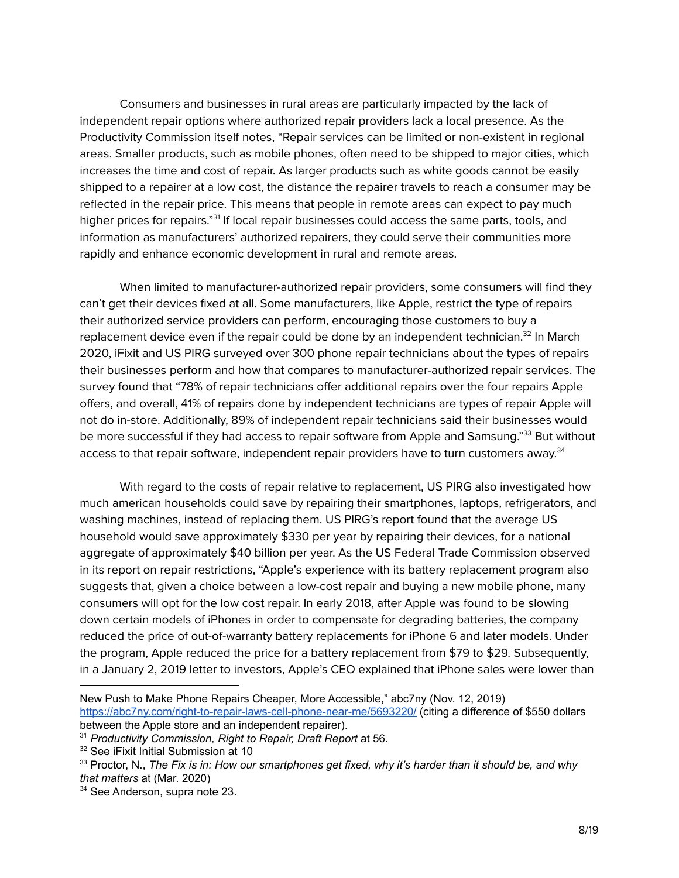Consumers and businesses in rural areas are particularly impacted by the lack of independent repair options where authorized repair providers lack a local presence. As the Productivity Commission itself notes, "Repair services can be limited or non-existent in regional areas. Smaller products, such as mobile phones, often need to be shipped to major cities, which increases the time and cost of repair. As larger products such as white goods cannot be easily shipped to a repairer at a low cost, the distance the repairer travels to reach a consumer may be reflected in the repair price. This means that people in remote areas can expect to pay much higher prices for repairs."[31] If local repair businesses could access the same parts, tools, and information as manufacturers' authorized repairers, they could serve their communities more rapidly and enhance economic development in rural and remote areas.

When limited to manufacturer-authorized repair providers, some consumers will find they can't get their devices fixed at all. Some manufacturers, like Apple, restrict the type of repairs their authorized service providers can perform, encouraging those customers to buy a replacement device even if the repair could be done by an independent technician.[32] In March 2020, iFixit and US PIRG surveyed over 300 phone repair technicians about the types of repairs their businesses perform and how that compares to manufacturer-authorized repair services. The survey found that "78% of repair technicians offer additional repairs over the four repairs Apple offers, and overall, 41% of repairs done by independent technicians are types of repair Apple will not do in-store. Additionally, 89% of independent repair technicians said their businesses would be more successful if they had access to repair software from Apple and Samsung."[33] But without access to that repair software, independent repair providers have to turn customers away.[34]

With regard to the costs of repair relative to replacement, US PIRG also investigated how much american households could save by repairing their smartphones, laptops, refrigerators, and washing machines, instead of replacing them. US PIRG's report found that the average US household would save approximately $330 per year by repairing their devices, for a national aggregate of approximately $40 billion per year. As the US Federal Trade Commission observed in its report on repair restrictions, "Apple's experience with its battery replacement program also suggests that, given a choice between a low-cost repair and buying a new mobile phone, many consumers will opt for the low cost repair. In early 2018, after Apple was found to be slowing down certain models of iPhones in order to compensate for degrading batteries, the company reduced the price of out-of-warranty battery replacements for iPhone 6 and later models. Under the program, Apple reduced the price for a battery replacement from $79 to $29. Subsequently, in a January 2, 2019 letter to investors, Apple's CEO explained that iPhone sales were lower than

---

New Push to Make Phone Repairs Cheaper, More Accessible," abc7ny (Nov. 12, 2019) https://abc7ny.com/right-to-repair-laws-cell-phone-near-me/5693220/ (citing a difference of $550 dollars between the Apple store and an independent repairer).

[31] *Productivity Commission, Right to Repair, Draft Report* at 56.

[32] See iFixit Initial Submission at 10

[33] Proctor, N., *The Fix is in: How our smartphones get fixed, why it's harder than it should be, and why that matters* at (Mar. 2020)

[34] See Anderson, supra note 23.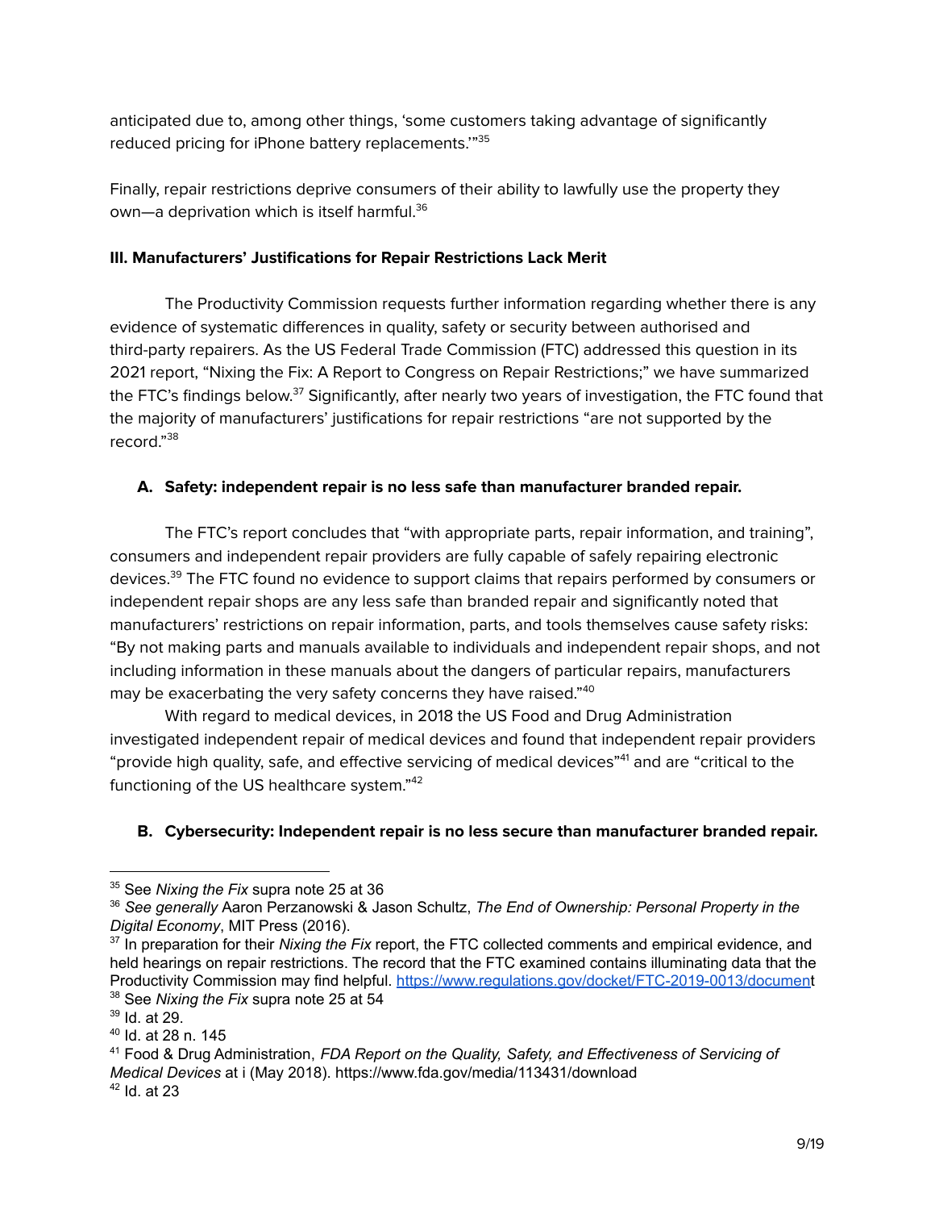anticipated due to, among other things, 'some customers taking advantage of significantly reduced pricing for iPhone battery replacements.'"[35]

Finally, repair restrictions deprive consumers of their ability to lawfully use the property they own—a deprivation which is itself harmful.[36]

### III. Manufacturers' Justifications for Repair Restrictions Lack Merit

The Productivity Commission requests further information regarding whether there is any evidence of systematic differences in quality, safety or security between authorised and third-party repairers. As the US Federal Trade Commission (FTC) addressed this question in its 2021 report, "Nixing the Fix: A Report to Congress on Repair Restrictions;" we have summarized the FTC's findings below.[37] Significantly, after nearly two years of investigation, the FTC found that the majority of manufacturers' justifications for repair restrictions "are not supported by the record."[38]

#### A. Safety: independent repair is no less safe than manufacturer branded repair.

The FTC's report concludes that "with appropriate parts, repair information, and training", consumers and independent repair providers are fully capable of safely repairing electronic devices.[39] The FTC found no evidence to support claims that repairs performed by consumers or independent repair shops are any less safe than branded repair and significantly noted that manufacturers' restrictions on repair information, parts, and tools themselves cause safety risks: "By not making parts and manuals available to individuals and independent repair shops, and not including information in these manuals about the dangers of particular repairs, manufacturers may be exacerbating the very safety concerns they have raised."[40]

With regard to medical devices, in 2018 the US Food and Drug Administration investigated independent repair of medical devices and found that independent repair providers "provide high quality, safe, and effective servicing of medical devices"[41] and are "critical to the functioning of the US healthcare system."[42]

#### B. Cybersecurity: Independent repair is no less secure than manufacturer branded repair.

---

[35] See *Nixing the Fix* supra note 25 at 36

[36] *See generally* Aaron Perzanowski & Jason Schultz, *The End of Ownership: Personal Property in the Digital Economy*, MIT Press (2016).

[37] In preparation for their *Nixing the Fix* report, the FTC collected comments and empirical evidence, and held hearings on repair restrictions. The record that the FTC examined contains illuminating data that the Productivity Commission may find helpful. https://www.regulations.gov/docket/FTC-2019-0013/document

[38] See *Nixing the Fix* supra note 25 at 54

[39] Id. at 29.

[40] Id. at 28 n. 145

[41] Food & Drug Administration, *FDA Report on the Quality, Safety, and Effectiveness of Servicing of Medical Devices* at i (May 2018). https://www.fda.gov/media/113431/download

[42] Id. at 23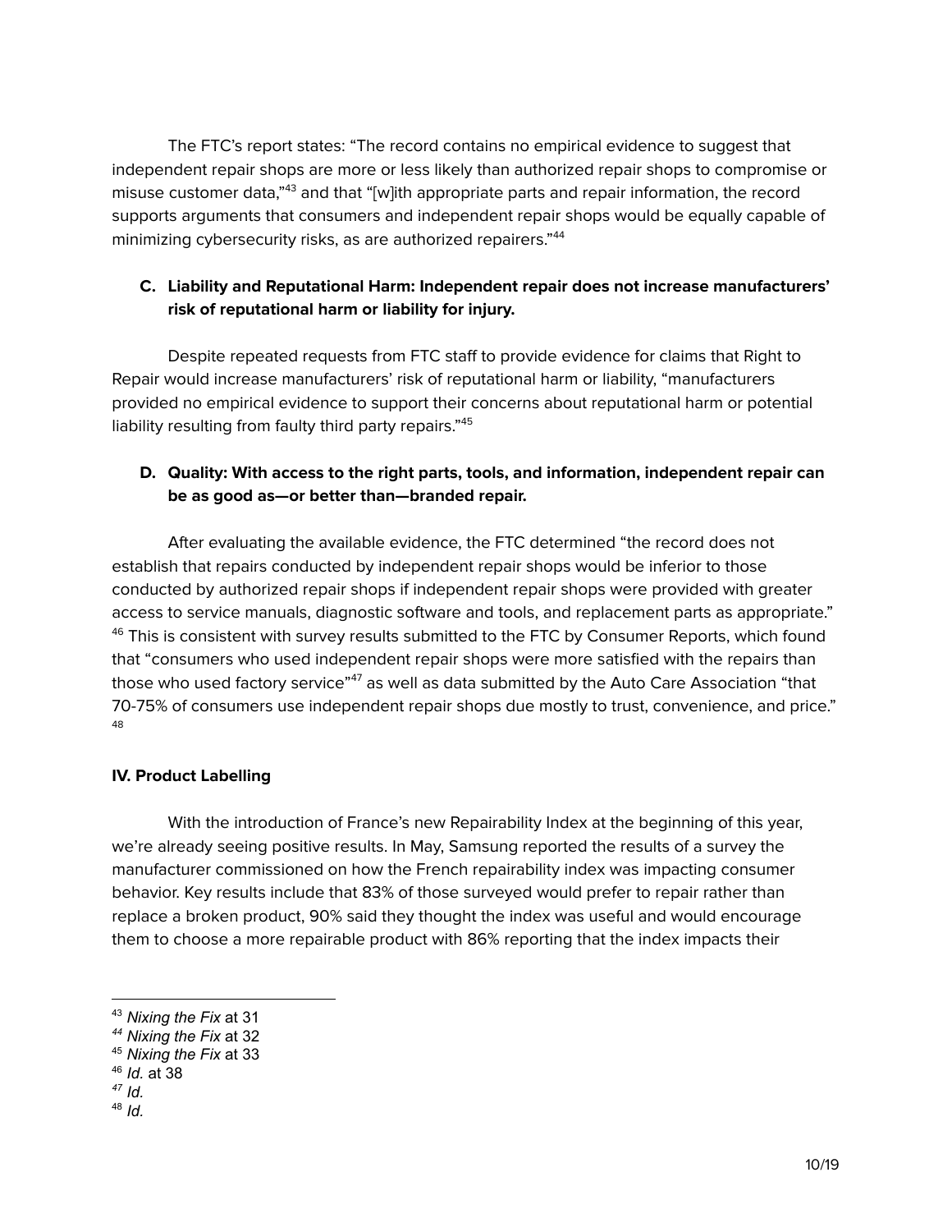The FTC's report states: "The record contains no empirical evidence to suggest that independent repair shops are more or less likely than authorized repair shops to compromise or misuse customer data,"[43] and that "[w]ith appropriate parts and repair information, the record supports arguments that consumers and independent repair shops would be equally capable of minimizing cybersecurity risks, as are authorized repairers."[44]

**C. Liability and Reputational Harm: Independent repair does not increase manufacturers' risk of reputational harm or liability for injury.**

Despite repeated requests from FTC staff to provide evidence for claims that Right to Repair would increase manufacturers' risk of reputational harm or liability, "manufacturers provided no empirical evidence to support their concerns about reputational harm or potential liability resulting from faulty third party repairs."[45]

**D. Quality: With access to the right parts, tools, and information, independent repair can be as good as—or better than—branded repair.**

After evaluating the available evidence, the FTC determined "the record does not establish that repairs conducted by independent repair shops would be inferior to those conducted by authorized repair shops if independent repair shops were provided with greater access to service manuals, diagnostic software and tools, and replacement parts as appropriate."[46] This is consistent with survey results submitted to the FTC by Consumer Reports, which found that "consumers who used independent repair shops were more satisfied with the repairs than those who used factory service"[47] as well as data submitted by the Auto Care Association "that 70-75% of consumers use independent repair shops due mostly to trust, convenience, and price."[48]

**IV. Product Labelling**

With the introduction of France's new Repairability Index at the beginning of this year, we're already seeing positive results. In May, Samsung reported the results of a survey the manufacturer commissioned on how the French repairability index was impacting consumer behavior. Key results include that 83% of those surveyed would prefer to repair rather than replace a broken product, 90% said they thought the index was useful and would encourage them to choose a more repairable product with 86% reporting that the index impacts their

---

[43] *Nixing the Fix* at 31
[44] *Nixing the Fix* at 32
[45] *Nixing the Fix* at 33
[46] *Id.* at 38
[47] *Id.*
[48] *Id.*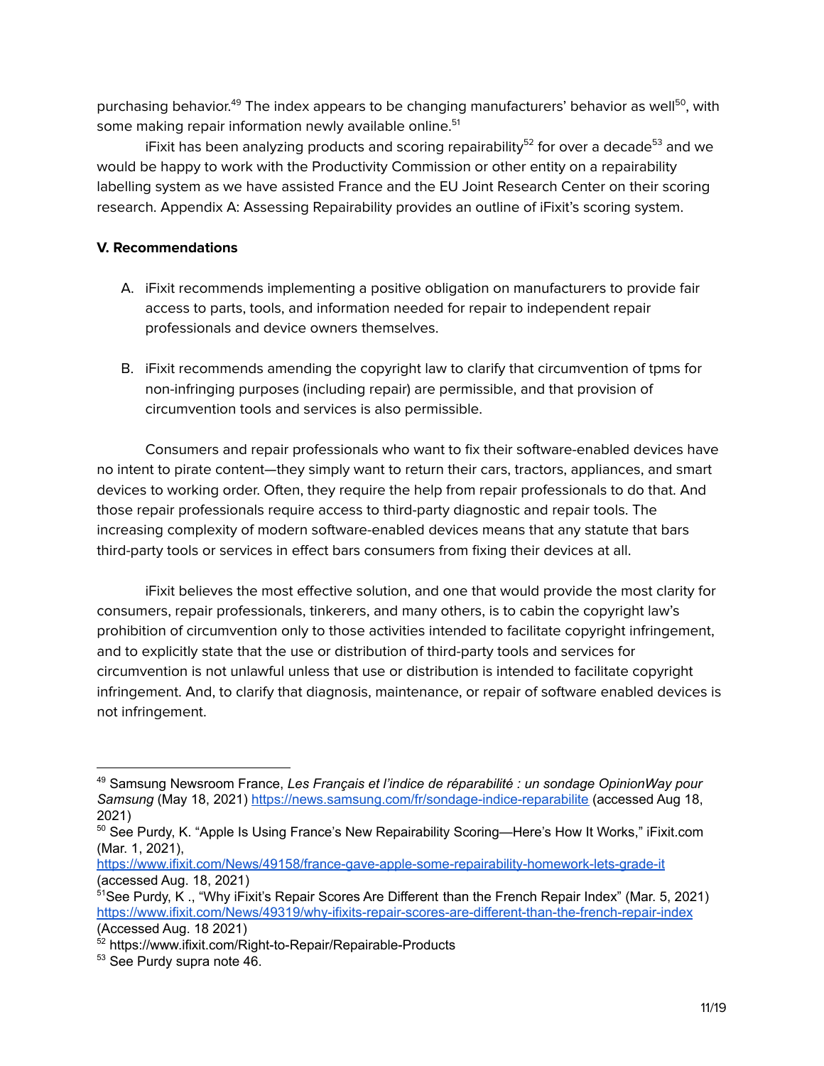purchasing behavior.[49] The index appears to be changing manufacturers' behavior as well[50], with some making repair information newly available online.[51]

iFixit has been analyzing products and scoring repairability[52] for over a decade[53] and we would be happy to work with the Productivity Commission or other entity on a repairability labelling system as we have assisted France and the EU Joint Research Center on their scoring research. Appendix A: Assessing Repairability provides an outline of iFixit's scoring system.

**V. Recommendations**

A. iFixit recommends implementing a positive obligation on manufacturers to provide fair access to parts, tools, and information needed for repair to independent repair professionals and device owners themselves.

B. iFixit recommends amending the copyright law to clarify that circumvention of tpms for non-infringing purposes (including repair) are permissible, and that provision of circumvention tools and services is also permissible.

Consumers and repair professionals who want to fix their software-enabled devices have no intent to pirate content—they simply want to return their cars, tractors, appliances, and smart devices to working order. Often, they require the help from repair professionals to do that. And those repair professionals require access to third-party diagnostic and repair tools. The increasing complexity of modern software-enabled devices means that any statute that bars third-party tools or services in effect bars consumers from fixing their devices at all.

iFixit believes the most effective solution, and one that would provide the most clarity for consumers, repair professionals, tinkerers, and many others, is to cabin the copyright law's prohibition of circumvention only to those activities intended to facilitate copyright infringement, and to explicitly state that the use or distribution of third-party tools and services for circumvention is not unlawful unless that use or distribution is intended to facilitate copyright infringement. And, to clarify that diagnosis, maintenance, or repair of software enabled devices is not infringement.

---

[49] Samsung Newsroom France, *Les Français et l'indice de réparabilité : un sondage OpinionWay pour Samsung* (May 18, 2021) https://news.samsung.com/fr/sondage-indice-reparabilite (accessed Aug 18, 2021)

[50] See Purdy, K. "Apple Is Using France's New Repairability Scoring—Here's How It Works," iFixit.com (Mar. 1, 2021), https://www.ifixit.com/News/49158/france-gave-apple-some-repairability-homework-lets-grade-it (accessed Aug. 18, 2021)

[51] See Purdy, K ., "Why iFixit's Repair Scores Are Different than the French Repair Index" (Mar. 5, 2021) https://www.ifixit.com/News/49319/why-ifixits-repair-scores-are-different-than-the-french-repair-index (Accessed Aug. 18 2021)

[52] https://www.ifixit.com/Right-to-Repair/Repairable-Products

[53] See Purdy supra note 46.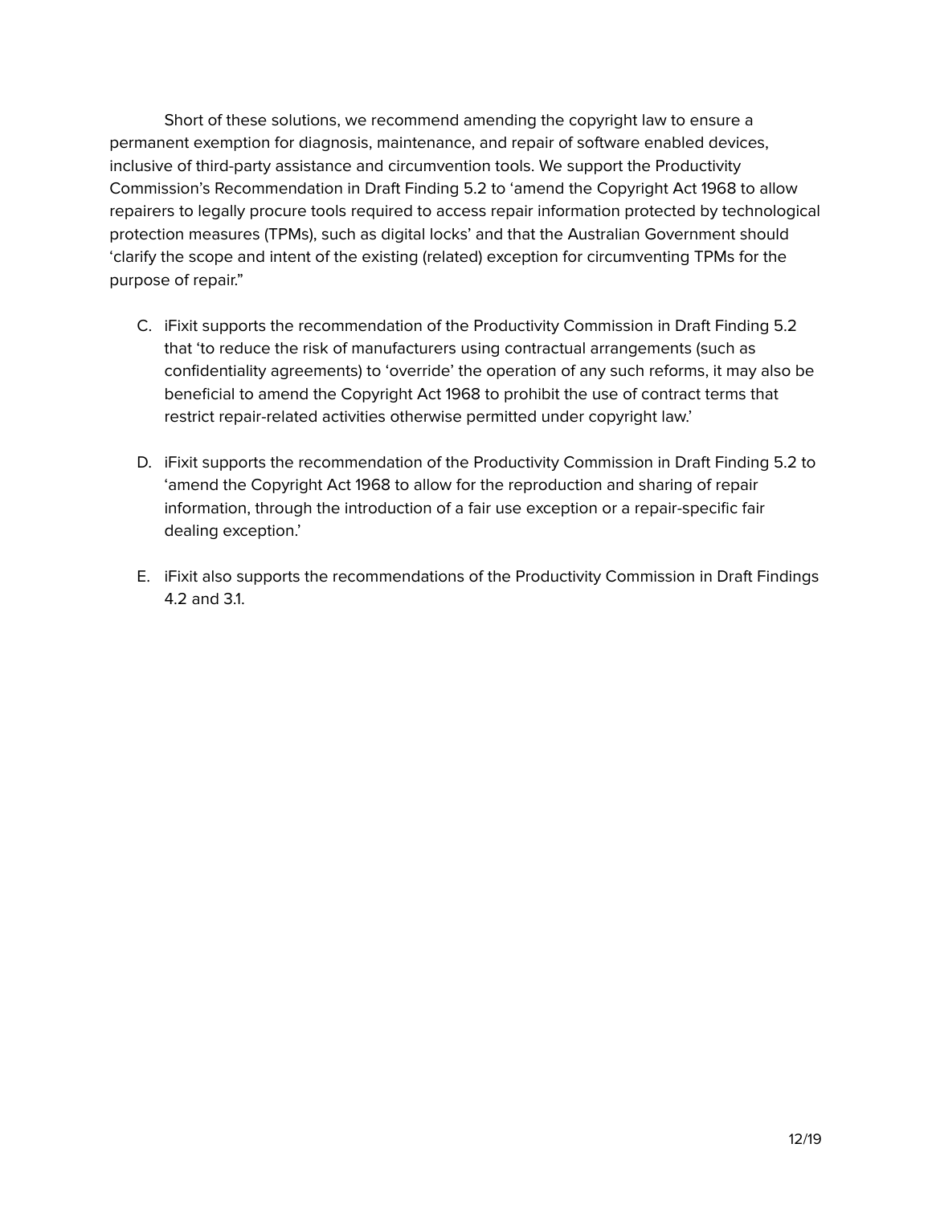Short of these solutions, we recommend amending the copyright law to ensure a permanent exemption for diagnosis, maintenance, and repair of software enabled devices, inclusive of third-party assistance and circumvention tools. We support the Productivity Commission's Recommendation in Draft Finding 5.2 to 'amend the Copyright Act 1968 to allow repairers to legally procure tools required to access repair information protected by technological protection measures (TPMs), such as digital locks' and that the Australian Government should 'clarify the scope and intent of the existing (related) exception for circumventing TPMs for the purpose of repair."

C. iFixit supports the recommendation of the Productivity Commission in Draft Finding 5.2 that 'to reduce the risk of manufacturers using contractual arrangements (such as confidentiality agreements) to 'override' the operation of any such reforms, it may also be beneficial to amend the Copyright Act 1968 to prohibit the use of contract terms that restrict repair-related activities otherwise permitted under copyright law.'

D. iFixit supports the recommendation of the Productivity Commission in Draft Finding 5.2 to 'amend the Copyright Act 1968 to allow for the reproduction and sharing of repair information, through the introduction of a fair use exception or a repair-specific fair dealing exception.'

E. iFixit also supports the recommendations of the Productivity Commission in Draft Findings 4.2 and 3.1.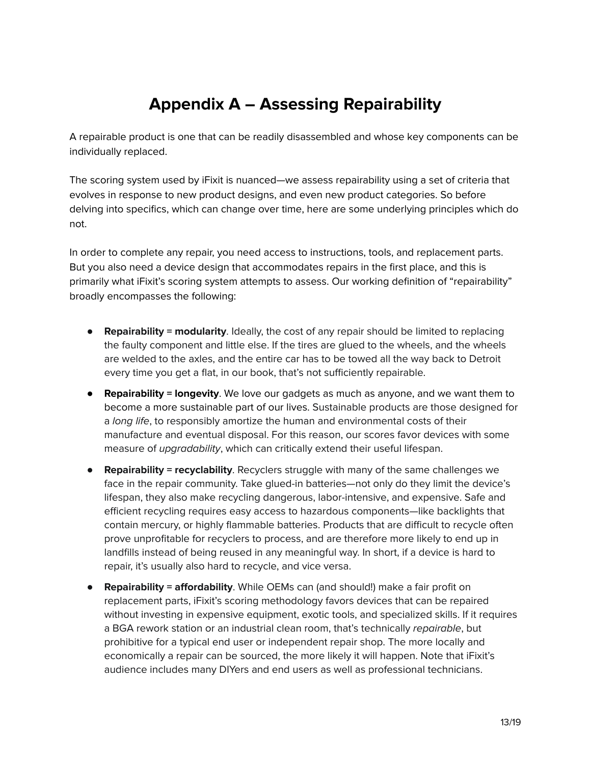# Appendix A – Assessing Repairability

A repairable product is one that can be readily disassembled and whose key components can be individually replaced.

The scoring system used by iFixit is nuanced—we assess repairability using a set of criteria that evolves in response to new product designs, and even new product categories. So before delving into specifics, which can change over time, here are some underlying principles which do not.

In order to complete any repair, you need access to instructions, tools, and replacement parts. But you also need a device design that accommodates repairs in the first place, and this is primarily what iFixit's scoring system attempts to assess. Our working definition of "repairability" broadly encompasses the following:

- **Repairability = modularity**. Ideally, the cost of any repair should be limited to replacing the faulty component and little else. If the tires are glued to the wheels, and the wheels are welded to the axles, and the entire car has to be towed all the way back to Detroit every time you get a flat, in our book, that's not sufficiently repairable.
- **Repairability = longevity**. We love our gadgets as much as anyone, and we want them to become a more sustainable part of our lives. Sustainable products are those designed for a *long life*, to responsibly amortize the human and environmental costs of their manufacture and eventual disposal. For this reason, our scores favor devices with some measure of *upgradability*, which can critically extend their useful lifespan.
- **Repairability = recyclability**. Recyclers struggle with many of the same challenges we face in the repair community. Take glued-in batteries—not only do they limit the device's lifespan, they also make recycling dangerous, labor-intensive, and expensive. Safe and efficient recycling requires easy access to hazardous components—like backlights that contain mercury, or highly flammable batteries. Products that are difficult to recycle often prove unprofitable for recyclers to process, and are therefore more likely to end up in landfills instead of being reused in any meaningful way. In short, if a device is hard to repair, it's usually also hard to recycle, and vice versa.
- **Repairability = affordability**. While OEMs can (and should!) make a fair profit on replacement parts, iFixit's scoring methodology favors devices that can be repaired without investing in expensive equipment, exotic tools, and specialized skills. If it requires a BGA rework station or an industrial clean room, that's technically *repairable*, but prohibitive for a typical end user or independent repair shop. The more locally and economically a repair can be sourced, the more likely it will happen. Note that iFixit's audience includes many DIYers and end users as well as professional technicians.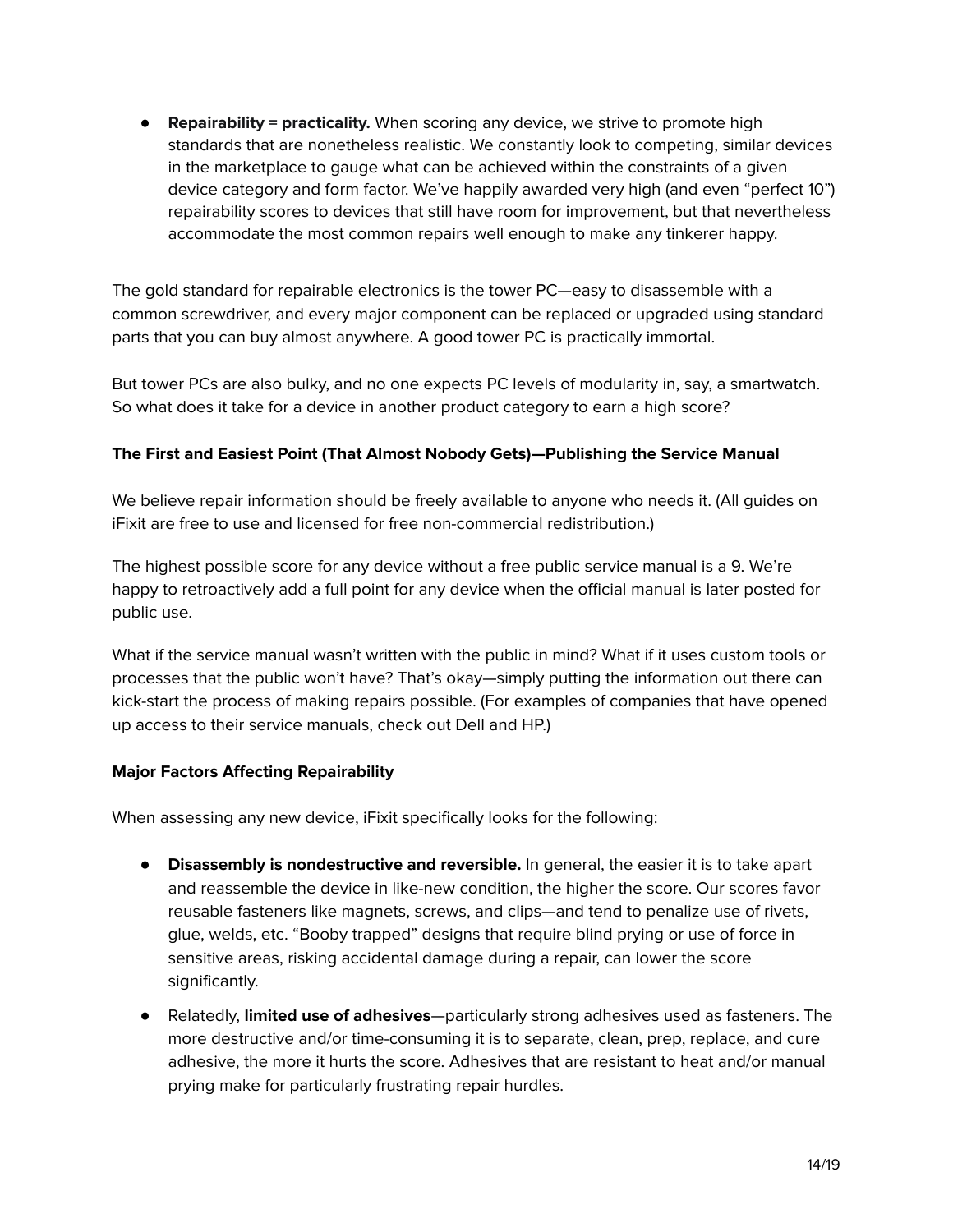- **Repairability = practicality.** When scoring any device, we strive to promote high standards that are nonetheless realistic. We constantly look to competing, similar devices in the marketplace to gauge what can be achieved within the constraints of a given device category and form factor. We've happily awarded very high (and even "perfect 10") repairability scores to devices that still have room for improvement, but that nevertheless accommodate the most common repairs well enough to make any tinkerer happy.

The gold standard for repairable electronics is the tower PC—easy to disassemble with a common screwdriver, and every major component can be replaced or upgraded using standard parts that you can buy almost anywhere. A good tower PC is practically immortal.

But tower PCs are also bulky, and no one expects PC levels of modularity in, say, a smartwatch. So what does it take for a device in another product category to earn a high score?

**The First and Easiest Point (That Almost Nobody Gets)—Publishing the Service Manual**

We believe repair information should be freely available to anyone who needs it. (All guides on iFixit are free to use and licensed for free non-commercial redistribution.)

The highest possible score for any device without a free public service manual is a 9. We're happy to retroactively add a full point for any device when the official manual is later posted for public use.

What if the service manual wasn't written with the public in mind? What if it uses custom tools or processes that the public won't have? That's okay—simply putting the information out there can kick-start the process of making repairs possible. (For examples of companies that have opened up access to their service manuals, check out Dell and HP.)

**Major Factors Affecting Repairability**

When assessing any new device, iFixit specifically looks for the following:

- **Disassembly is nondestructive and reversible.** In general, the easier it is to take apart and reassemble the device in like-new condition, the higher the score. Our scores favor reusable fasteners like magnets, screws, and clips—and tend to penalize use of rivets, glue, welds, etc. "Booby trapped" designs that require blind prying or use of force in sensitive areas, risking accidental damage during a repair, can lower the score significantly.
- Relatedly, **limited use of adhesives**—particularly strong adhesives used as fasteners. The more destructive and/or time-consuming it is to separate, clean, prep, replace, and cure adhesive, the more it hurts the score. Adhesives that are resistant to heat and/or manual prying make for particularly frustrating repair hurdles.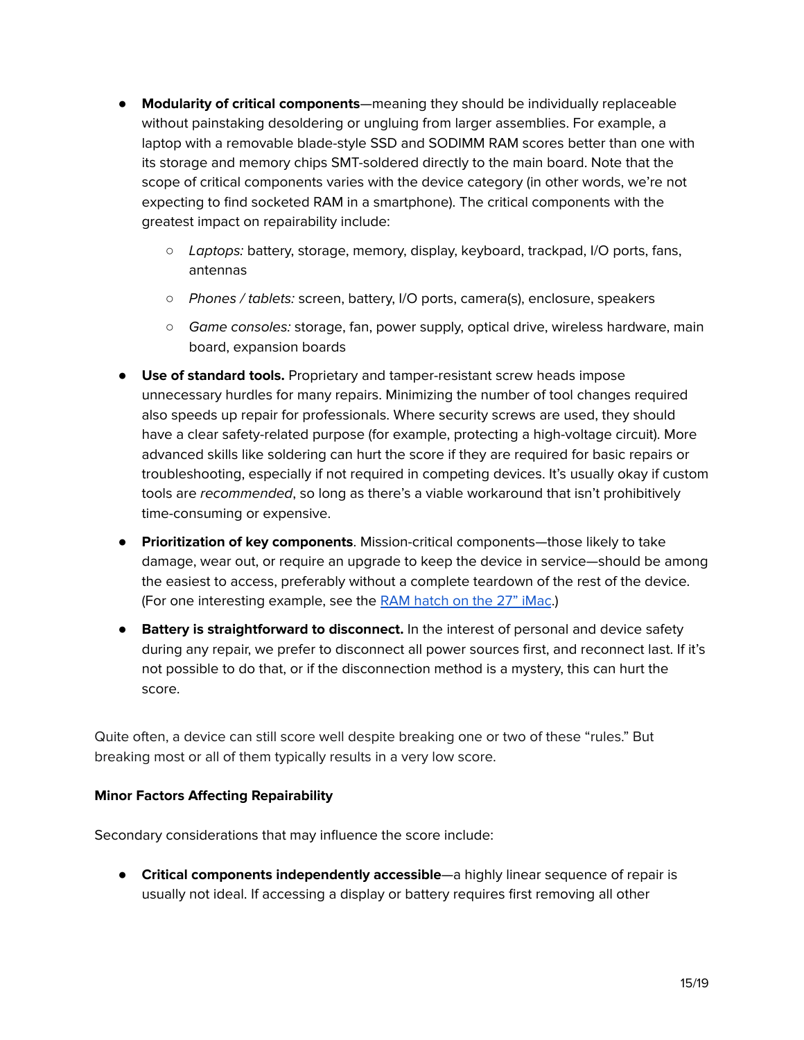- **Modularity of critical components**—meaning they should be individually replaceable without painstaking desoldering or ungluing from larger assemblies. For example, a laptop with a removable blade-style SSD and SODIMM RAM scores better than one with its storage and memory chips SMT-soldered directly to the main board. Note that the scope of critical components varies with the device category (in other words, we're not expecting to find socketed RAM in a smartphone). The critical components with the greatest impact on repairability include:
  - *Laptops:* battery, storage, memory, display, keyboard, trackpad, I/O ports, fans, antennas
  - *Phones / tablets:* screen, battery, I/O ports, camera(s), enclosure, speakers
  - *Game consoles:* storage, fan, power supply, optical drive, wireless hardware, main board, expansion boards
- **Use of standard tools.** Proprietary and tamper-resistant screw heads impose unnecessary hurdles for many repairs. Minimizing the number of tool changes required also speeds up repair for professionals. Where security screws are used, they should have a clear safety-related purpose (for example, protecting a high-voltage circuit). More advanced skills like soldering can hurt the score if they are required for basic repairs or troubleshooting, especially if not required in competing devices. It's usually okay if custom tools are *recommended*, so long as there's a viable workaround that isn't prohibitively time-consuming or expensive.
- **Prioritization of key components**. Mission-critical components—those likely to take damage, wear out, or require an upgrade to keep the device in service—should be among the easiest to access, preferably without a complete teardown of the rest of the device. (For one interesting example, see the [RAM hatch on the 27" iMac](RAM hatch on the 27" iMac).)
- **Battery is straightforward to disconnect.** In the interest of personal and device safety during any repair, we prefer to disconnect all power sources first, and reconnect last. If it's not possible to do that, or if the disconnection method is a mystery, this can hurt the score.

Quite often, a device can still score well despite breaking one or two of these "rules." But breaking most or all of them typically results in a very low score.

**Minor Factors Affecting Repairability**

Secondary considerations that may influence the score include:

- **Critical components independently accessible**—a highly linear sequence of repair is usually not ideal. If accessing a display or battery requires first removing all other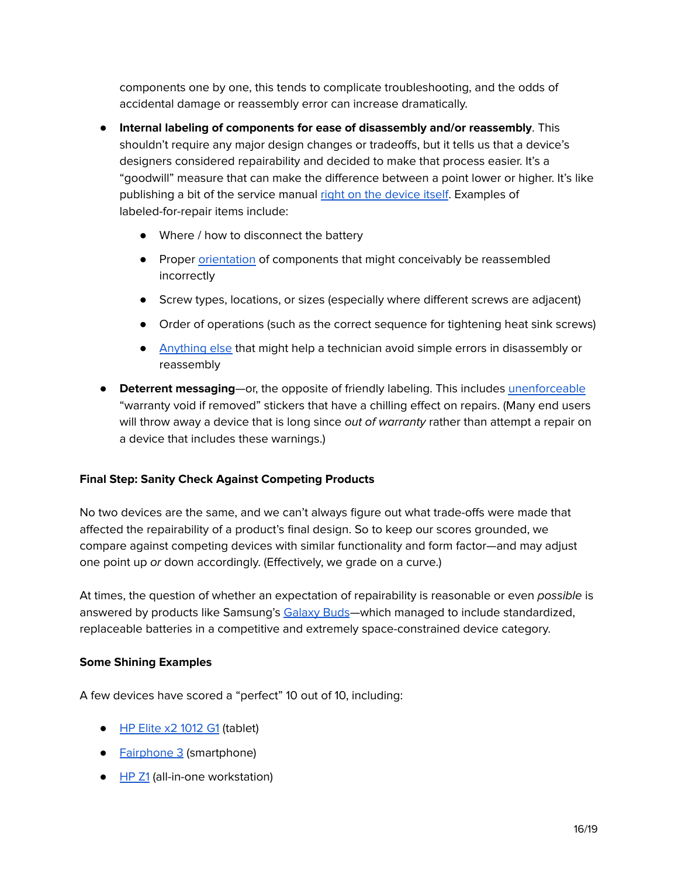components one by one, this tends to complicate troubleshooting, and the odds of accidental damage or reassembly error can increase dramatically.

- **Internal labeling of components for ease of disassembly and/or reassembly**. This shouldn't require any major design changes or tradeoffs, but it tells us that a device's designers considered repairability and decided to make that process easier. It's a "goodwill" measure that can make the difference between a point lower or higher. It's like publishing a bit of the service manual right on the device itself. Examples of labeled-for-repair items include:
    - Where / how to disconnect the battery
    - Proper orientation of components that might conceivably be reassembled incorrectly
    - Screw types, locations, or sizes (especially where different screws are adjacent)
    - Order of operations (such as the correct sequence for tightening heat sink screws)
    - Anything else that might help a technician avoid simple errors in disassembly or reassembly
- **Deterrent messaging**—or, the opposite of friendly labeling. This includes unenforceable "warranty void if removed" stickers that have a chilling effect on repairs. (Many end users will throw away a device that is long since *out of warranty* rather than attempt a repair on a device that includes these warnings.)

**Final Step: Sanity Check Against Competing Products**

No two devices are the same, and we can't always figure out what trade-offs were made that affected the repairability of a product's final design. So to keep our scores grounded, we compare against competing devices with similar functionality and form factor—and may adjust one point up *or* down accordingly. (Effectively, we grade on a curve.)

At times, the question of whether an expectation of repairability is reasonable or even *possible* is answered by products like Samsung's Galaxy Buds—which managed to include standardized, replaceable batteries in a competitive and extremely space-constrained device category.

**Some Shining Examples**

A few devices have scored a "perfect" 10 out of 10, including:

- HP Elite x2 1012 G1 (tablet)
- Fairphone 3 (smartphone)
- HP Z1 (all-in-one workstation)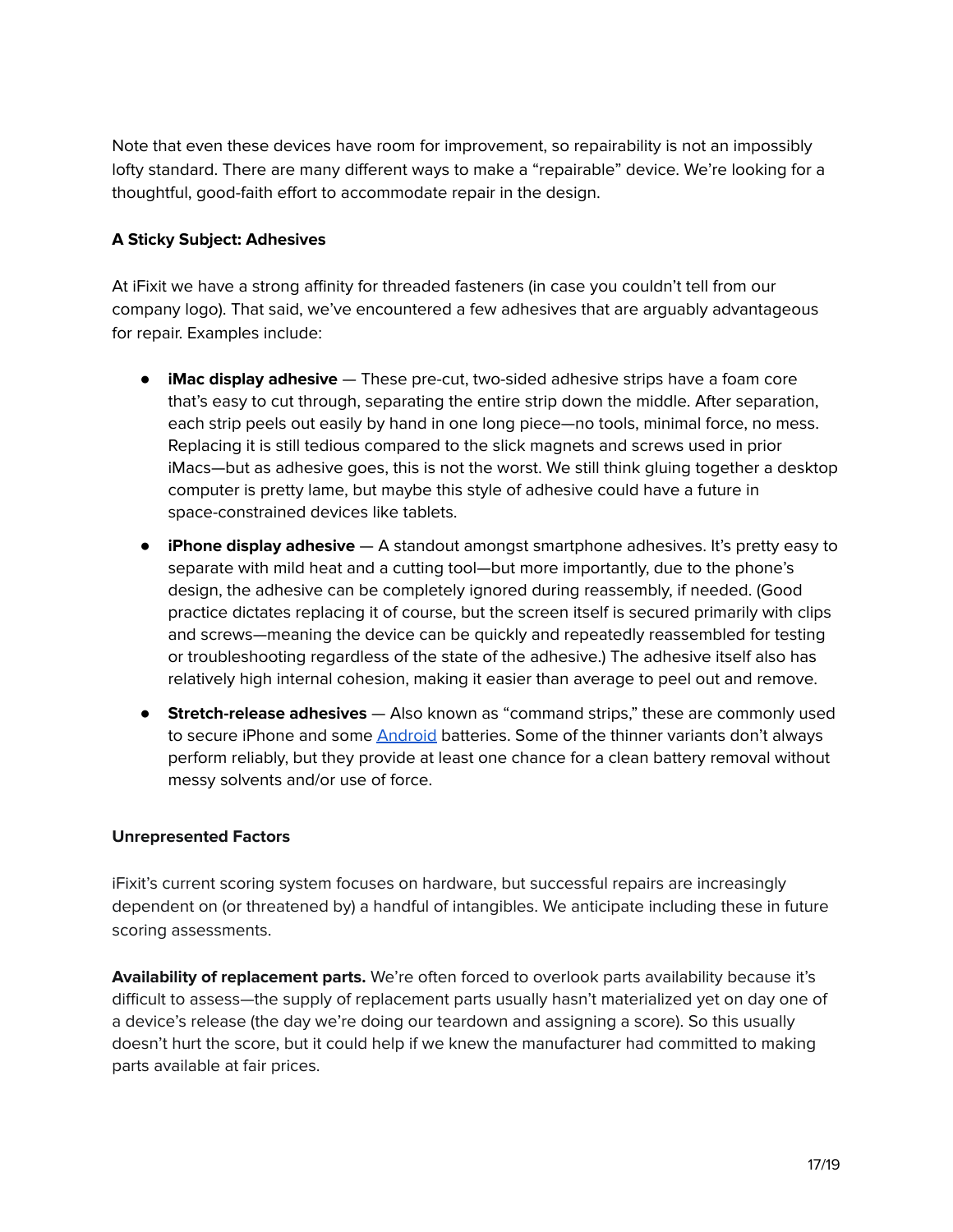Note that even these devices have room for improvement, so repairability is not an impossibly lofty standard. There are many different ways to make a "repairable" device. We're looking for a thoughtful, good-faith effort to accommodate repair in the design.

### A Sticky Subject: Adhesives

At iFixit we have a strong affinity for threaded fasteners (in case you couldn't tell from our company logo). That said, we've encountered a few adhesives that are arguably advantageous for repair. Examples include:

- **iMac display adhesive** — These pre-cut, two-sided adhesive strips have a foam core that's easy to cut through, separating the entire strip down the middle. After separation, each strip peels out easily by hand in one long piece—no tools, minimal force, no mess. Replacing it is still tedious compared to the slick magnets and screws used in prior iMacs—but as adhesive goes, this is not the worst. We still think gluing together a desktop computer is pretty lame, but maybe this style of adhesive could have a future in space-constrained devices like tablets.
- **iPhone display adhesive** — A standout amongst smartphone adhesives. It's pretty easy to separate with mild heat and a cutting tool—but more importantly, due to the phone's design, the adhesive can be completely ignored during reassembly, if needed. (Good practice dictates replacing it of course, but the screen itself is secured primarily with clips and screws—meaning the device can be quickly and repeatedly reassembled for testing or troubleshooting regardless of the state of the adhesive.) The adhesive itself also has relatively high internal cohesion, making it easier than average to peel out and remove.
- **Stretch-release adhesives** — Also known as "command strips," these are commonly used to secure iPhone and some Android batteries. Some of the thinner variants don't always perform reliably, but they provide at least one chance for a clean battery removal without messy solvents and/or use of force.

### Unrepresented Factors

iFixit's current scoring system focuses on hardware, but successful repairs are increasingly dependent on (or threatened by) a handful of intangibles. We anticipate including these in future scoring assessments.

**Availability of replacement parts.** We're often forced to overlook parts availability because it's difficult to assess—the supply of replacement parts usually hasn't materialized yet on day one of a device's release (the day we're doing our teardown and assigning a score). So this usually doesn't hurt the score, but it could help if we knew the manufacturer had committed to making parts available at fair prices.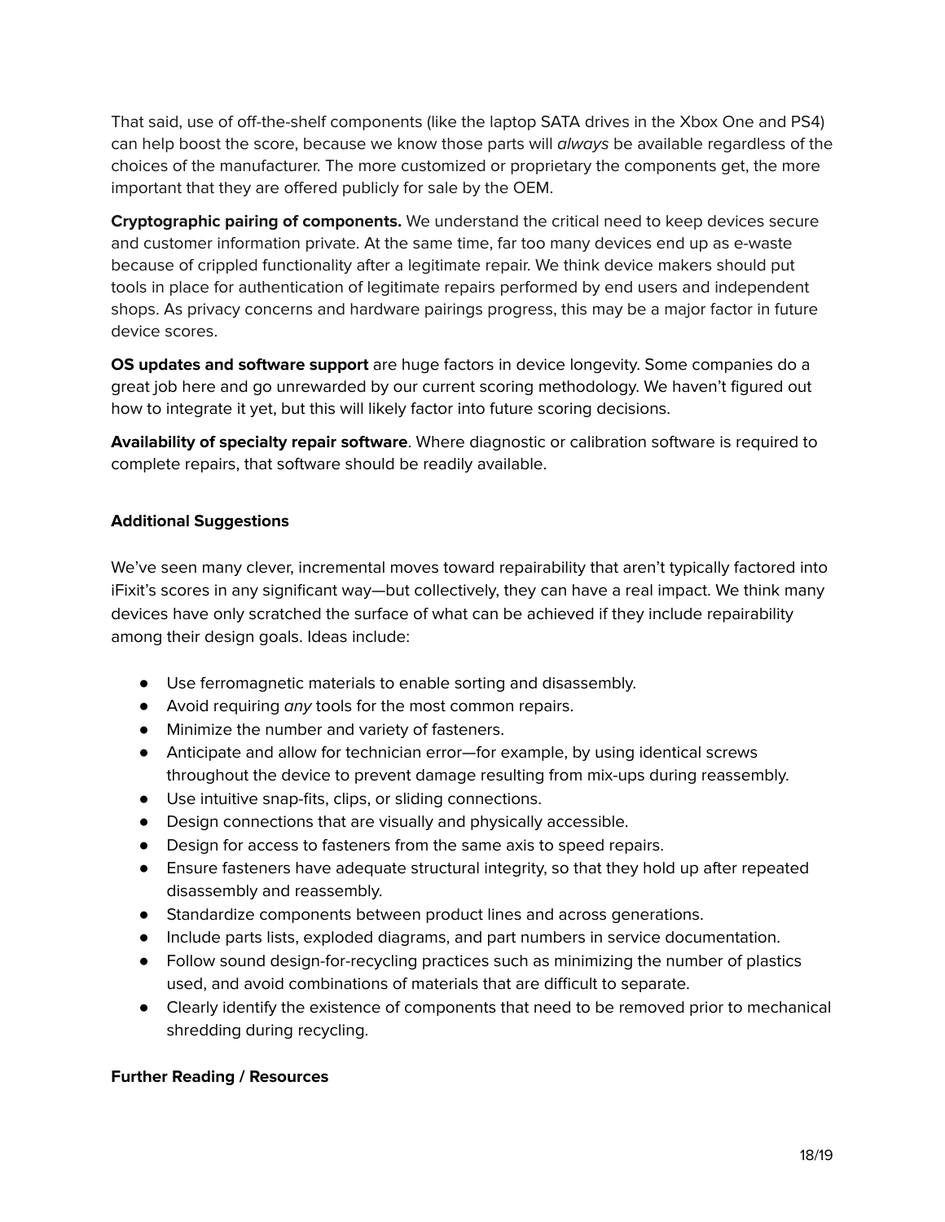That said, use of off-the-shelf components (like the laptop SATA drives in the Xbox One and PS4) can help boost the score, because we know those parts will *always* be available regardless of the choices of the manufacturer. The more customized or proprietary the components get, the more important that they are offered publicly for sale by the OEM.

**Cryptographic pairing of components.** We understand the critical need to keep devices secure and customer information private. At the same time, far too many devices end up as e-waste because of crippled functionality after a legitimate repair. We think device makers should put tools in place for authentication of legitimate repairs performed by end users and independent shops. As privacy concerns and hardware pairings progress, this may be a major factor in future device scores.

**OS updates and software support** are huge factors in device longevity. Some companies do a great job here and go unrewarded by our current scoring methodology. We haven't figured out how to integrate it yet, but this will likely factor into future scoring decisions.

**Availability of specialty repair software**. Where diagnostic or calibration software is required to complete repairs, that software should be readily available.

**Additional Suggestions**

We've seen many clever, incremental moves toward repairability that aren't typically factored into iFixit's scores in any significant way—but collectively, they can have a real impact. We think many devices have only scratched the surface of what can be achieved if they include repairability among their design goals. Ideas include:

- Use ferromagnetic materials to enable sorting and disassembly.
- Avoid requiring *any* tools for the most common repairs.
- Minimize the number and variety of fasteners.
- Anticipate and allow for technician error—for example, by using identical screws throughout the device to prevent damage resulting from mix-ups during reassembly.
- Use intuitive snap-fits, clips, or sliding connections.
- Design connections that are visually and physically accessible.
- Design for access to fasteners from the same axis to speed repairs.
- Ensure fasteners have adequate structural integrity, so that they hold up after repeated disassembly and reassembly.
- Standardize components between product lines and across generations.
- Include parts lists, exploded diagrams, and part numbers in service documentation.
- Follow sound design-for-recycling practices such as minimizing the number of plastics used, and avoid combinations of materials that are difficult to separate.
- Clearly identify the existence of components that need to be removed prior to mechanical shredding during recycling.

**Further Reading / Resources**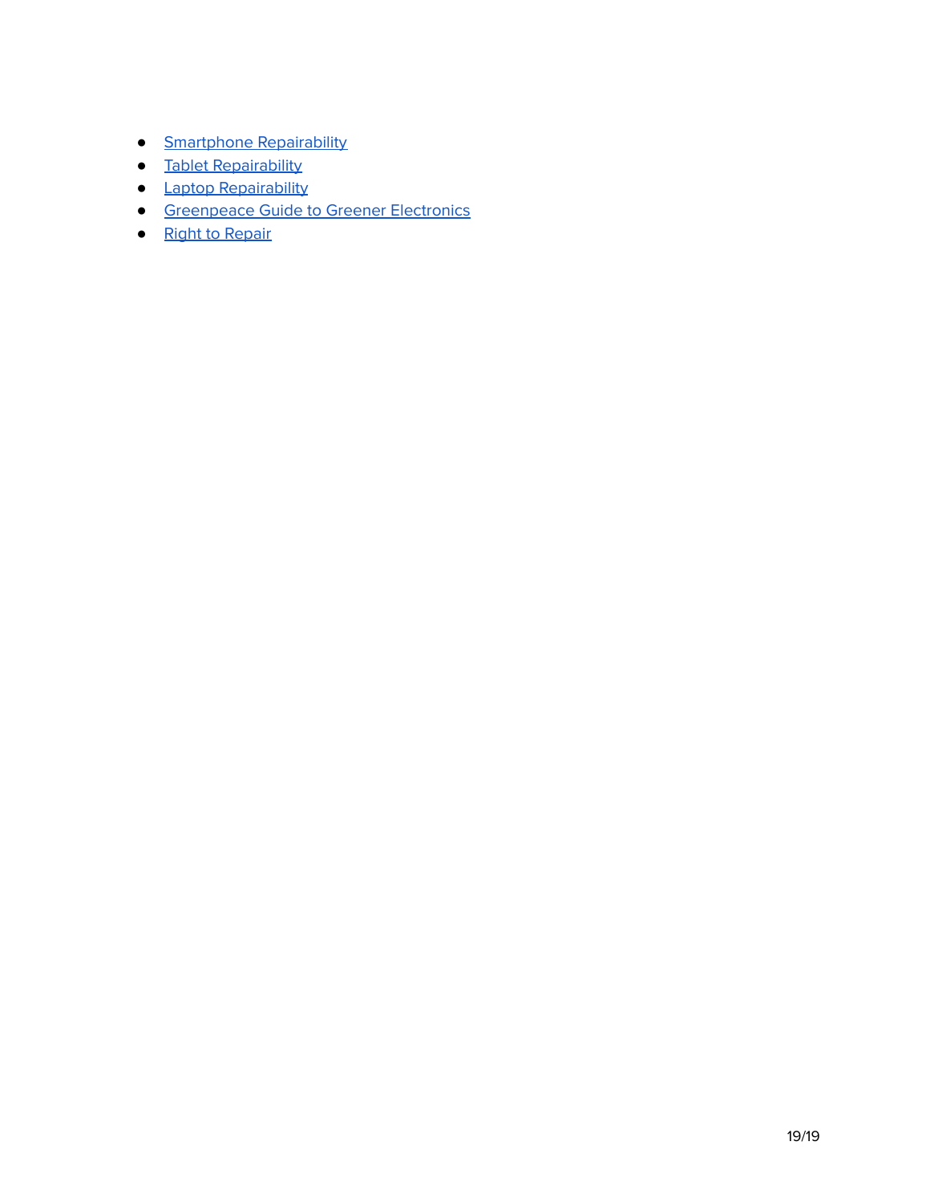- Smartphone Repairability
- Tablet Repairability
- Laptop Repairability
- Greenpeace Guide to Greener Electronics
- Right to Repair